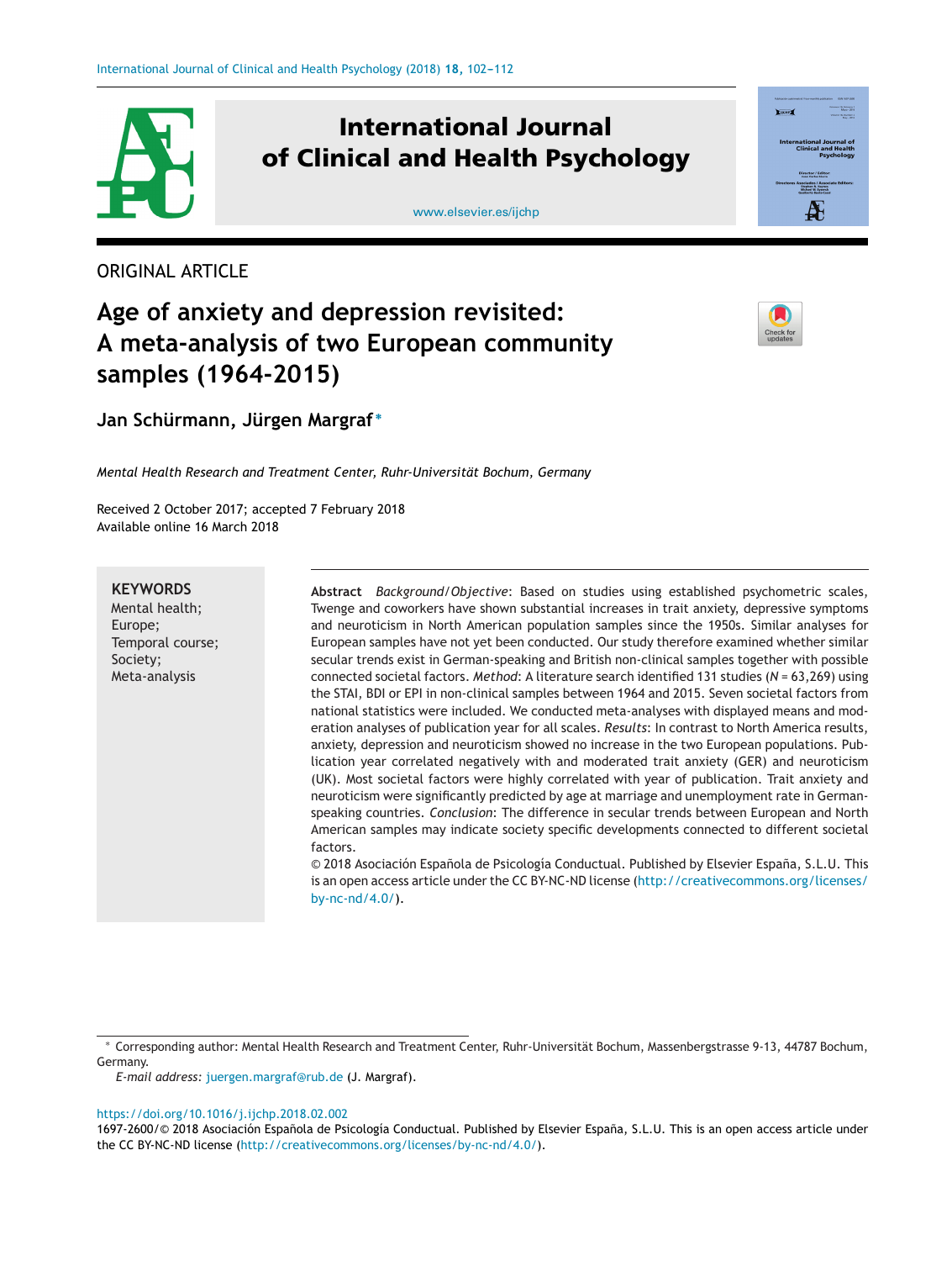ORIGINAL ARTICLE

# Age of anxiety and depression revisited: A meta-analysis of two European community samples (1964-2015)

**Jan Schürmann, Jürgen Margraf***

*Mental Health Research and Treatment Center, Ruhr-Universität Bochum, Germany*

Received 2 October 2017; accepted 7 February 2018
Available online 16 March 2018

**KEYWORDS**
Mental health;
Europe;
Temporal course;
Society;
Meta-analysis

**Abstract** *Background/Objective*: Based on studies using established psychometric scales, Twenge and coworkers have shown substantial increases in trait anxiety, depressive symptoms and neuroticism in North American population samples since the 1950s. Similar analyses for European samples have not yet been conducted. Our study therefore examined whether similar secular trends exist in German-speaking and British non-clinical samples together with possible connected societal factors. *Method*: A literature search identified 131 studies ($N$ = 63,269) using the STAI, BDI or EPI in non-clinical samples between 1964 and 2015. Seven societal factors from national statistics were included. We conducted meta-analyses with displayed means and moderation analyses of publication year for all scales. *Results*: In contrast to North America results, anxiety, depression and neuroticism showed no increase in the two European populations. Publication year correlated negatively with and moderated trait anxiety (GER) and neuroticism (UK). Most societal factors were highly correlated with year of publication. Trait anxiety and neuroticism were significantly predicted by age at marriage and unemployment rate in German-speaking countries. *Conclusion*: The difference in secular trends between European and North American samples may indicate society specific developments connected to different societal factors.
© 2018 Asociación Española de Psicología Conductual. Published by Elsevier España, S.L.U. This is an open access article under the CC BY-NC-ND license (http://creativecommons.org/licenses/by-nc-nd/4.0/).

* Corresponding author: Mental Health Research and Treatment Center, Ruhr-Universität Bochum, Massenbergstrasse 9-13, 44787 Bochum, Germany.
*E-mail address:* juergen.margraf@rub.de (J. Margraf).

https://doi.org/10.1016/j.ijchp.2018.02.002
1697-2600/© 2018 Asociación Española de Psicología Conductual. Published by Elsevier España, S.L.U. This is an open access article under the CC BY-NC license (http://creativecommons.org/licenses/by-nc-nd/4.0/).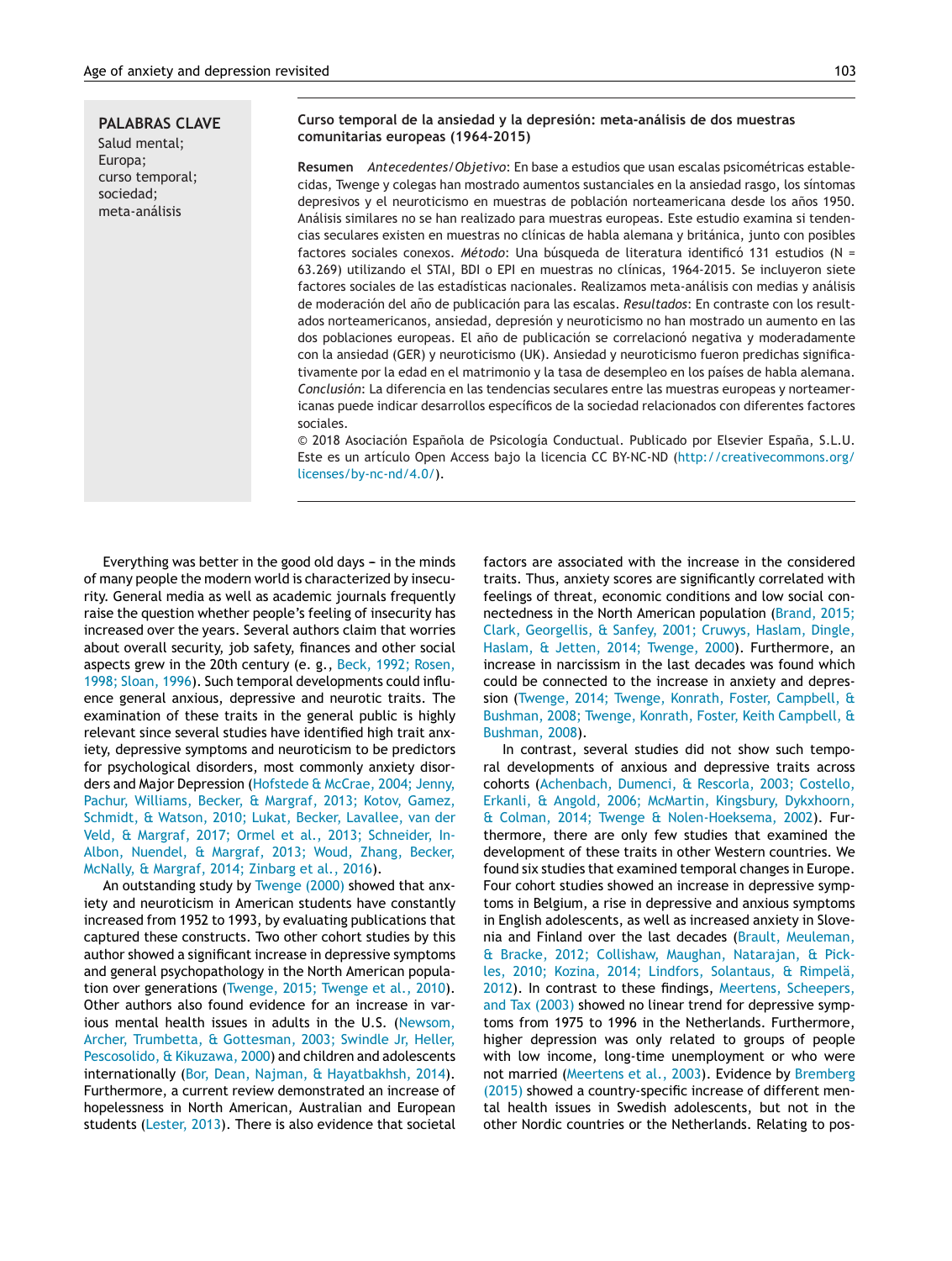**PALABRAS CLAVE**
Salud mental;
Europa;
curso temporal;
sociedad;
meta-análisis

**Curso temporal de la ansiedad y la depresión: meta-análisis de dos muestras comunitarias europeas (1964-2015)**

**Resumen** *Antecedentes/Objetivo*: En base a estudios que usan escalas psicométricas establecidas, Twenge y colegas han mostrado aumentos sustanciales en la ansiedad rasgo, los síntomas depresivos y el neuroticismo en muestras de población norteamericana desde los años 1950. Análisis similares no se han realizado para muestras europeas. Este estudio examina si tendencias seculares existen en muestras no clínicas de habla alemana y británica, junto con posibles factores sociales conexos. *Método*: Una búsqueda de literatura identificó 131 estudios (N = 63.269) utilizando el STAI, BDI o EPI en muestras no clínicas, 1964-2015. Se incluyeron siete factores sociales de las estadísticas nacionales. Realizamos meta-análisis con medias y análisis de moderación del año de publicación para las escalas. *Resultados*: En contraste con los resultados norteamericanos, ansiedad, depresión y neuroticismo no han mostrado un aumento en las dos poblaciones europeas. El año de publicación se correlacionó negativa y moderadamente con la ansiedad (GER) y neuroticismo (UK). Ansiedad y neuroticismo fueron predichas significativamente por la edad en el matrimonio y la tasa de desempleo en los países de habla alemana. *Conclusión*: La diferencia en las tendencias seculares entre las muestras europeas y norteamericanas puede indicar desarrollos específicos de la sociedad relacionados con diferentes factores sociales.

© 2018 Asociación Española de Psicología Conductual. Publicado por Elsevier España, S.L.U. Este es un artículo Open Access bajo la licencia CC BY-NC-ND (http://creativecommons.org/licenses/by-nc-nd/4.0/).

Everything was better in the good old days – in the minds of many people the modern world is characterized by insecurity. General media as well as academic journals frequently raise the question whether people's feeling of insecurity has increased over the years. Several authors claim that worries about overall security, job safety, finances and other social aspects grew in the 20th century (e. g., Beck, 1992; Rosen, 1998; Sloan, 1996). Such temporal developments could influence general anxious, depressive and neurotic traits. The examination of these traits in the general public is highly relevant since several studies have identified high trait anxiety, depressive symptoms and neuroticism to be predictors for psychological disorders, most commonly anxiety disorders and Major Depression (Hofstede & McCrae, 2004; Jenny, Pachur, Williams, Becker, & Margraf, 2013; Kotov, Gamez, Schmidt, & Watson, 2010; Lukat, Becker, Lavallee, van der Veld, & Margraf, 2017; Ormel et al., 2013; Schneider, In-Albon, Nuendel, & Margraf, 2013; Woud, Zhang, Becker, McNally, & Margraf, 2014; Zinbarg et al., 2016).

An outstanding study by Twenge (2000) showed that anxiety and neuroticism in American students have constantly increased from 1952 to 1993, by evaluating publications that captured these constructs. Two other cohort studies by this author showed a significant increase in depressive symptoms and general psychopathology in the North American population over generations (Twenge, 2015; Twenge et al., 2010). Other authors also found evidence for an increase in various mental health issues in adults in the U.S. (Newsom, Archer, Trumbetta, & Gottesman, 2003; Swindle Jr, Heller, Pescosolido, & Kikuzawa, 2000) and children and adolescents internationally (Bor, Dean, Najman, & Hayatbakhsh, 2014). Furthermore, a current review demonstrated an increase of hopelessness in North American, Australian and European students (Lester, 2013). There is also evidence that societal factors are associated with the increase in the considered traits. Thus, anxiety scores are significantly correlated with feelings of threat, economic conditions and low social connectedness in the North American population (Brand, 2015; Clark, Georgellis, & Sanfey, 2001; Cruwys, Haslam, Dingle, Haslam, & Jetten, 2014; Twenge, 2000). Furthermore, an increase in narcissism in the last decades was found which could be connected to the increase in anxiety and depression (Twenge, 2014; Twenge, Konrath, Foster, Campbell, & Bushman, 2008; Twenge, Konrath, Foster, Keith Campbell, & Bushman, 2008).

In contrast, several studies did not show such temporal developments of anxious and depressive traits across cohorts (Achenbach, Dumenci, & Rescorla, 2003; Costello, Erkanli, & Angold, 2006; McMartin, Kingsbury, Dykxhoorn, & Colman, 2014; Twenge & Nolen-Hoeksema, 2002). Furthermore, there are only few studies that examined the development of these traits in other Western countries. We found six studies that examined temporal changes in Europe. Four cohort studies showed an increase in depressive symptoms in Belgium, a rise in depressive and anxious symptoms in English adolescents, as well as increased anxiety in Slovenia and Finland over the last decades (Brault, Meuleman, & Bracke, 2012; Collishaw, Maughan, Natarajan, & Pickles, 2010; Kozina, 2014; Lindfors, Solantaus, & Rimpelä, 2012). In contrast to these findings, Meertens, Scheepers, and Tax (2003) showed no linear trend for depressive symptoms from 1975 to 1996 in the Netherlands. Furthermore, higher depression was only related to groups of people with low income, long-time unemployment or who were not married (Meertens et al., 2003). Evidence by Bremberg (2015) showed a country-specific increase of different mental health issues in Swedish adolescents, but not in the other Nordic countries or the Netherlands. Relating to pos-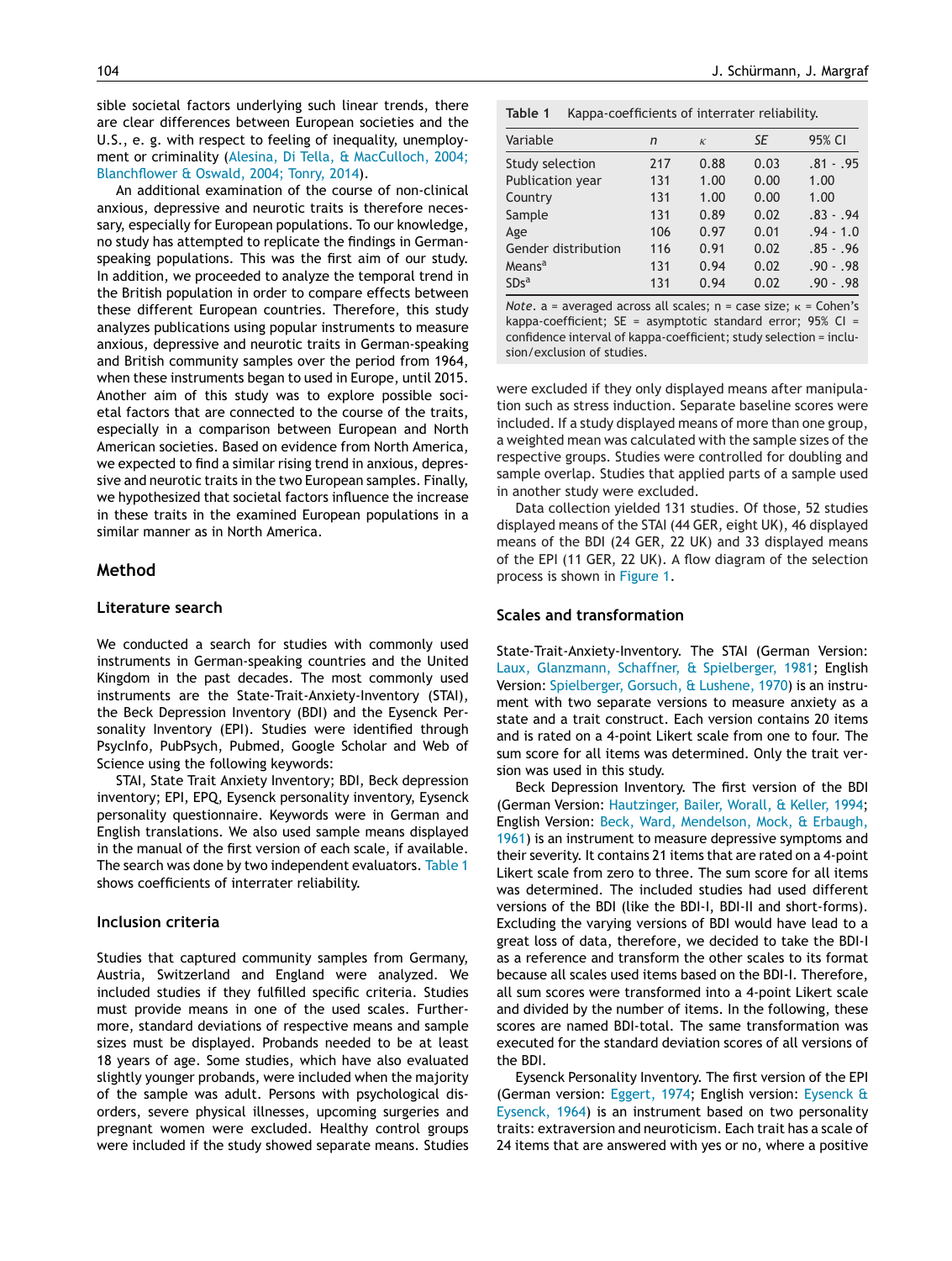sible societal factors underlying such linear trends, there are clear differences between European societies and the U.S., e. g. with respect to feeling of inequality, unemployment or criminality (Alesina, Di Tella, & MacCulloch, 2004; Blanchflower & Oswald, 2004; Tonry, 2014).

An additional examination of the course of non-clinical anxious, depressive and neurotic traits is therefore necessary, especially for European populations. To our knowledge, no study has attempted to replicate the findings in German-speaking populations. This was the first aim of our study. In addition, we proceeded to analyze the temporal trend in the British population in order to compare effects between these different European countries. Therefore, this study analyzes publications using popular instruments to measure anxious, depressive and neurotic traits in German-speaking and British community samples over the period from 1964, when these instruments began to used in Europe, until 2015. Another aim of this study was to explore possible societal factors that are connected to the course of the traits, especially in a comparison between European and North American societies. Based on evidence from North America, we expected to find a similar rising trend in anxious, depressive and neurotic traits in the two European samples. Finally, we hypothesized that societal factors influence the increase in these traits in the examined European populations in a similar manner as in North America.

## Method

### Literature search

We conducted a search for studies with commonly used instruments in German-speaking countries and the United Kingdom in the past decades. The most commonly used instruments are the State-Trait-Anxiety-Inventory (STAI), the Beck Depression Inventory (BDI) and the Eysenck Personality Inventory (EPI). Studies were identified through PsycInfo, PubPsych, Pubmed, Google Scholar and Web of Science using the following keywords:

STAI, State Trait Anxiety Inventory; BDI, Beck depression inventory; EPI, EPQ, Eysenck personality inventory, Eysenck personality questionnaire. Keywords were in German and English translations. We also used sample means displayed in the manual of the first version of each scale, if available. The search was done by two independent evaluators. Table 1 shows coefficients of interrater reliability.

**Table 1** Kappa-coefficients of interrater reliability.

| Variable | n | κ | SE | 95% CI |
|---|---|---|---|---|
| Study selection | 217 | 0.88 | 0.03 | .81 - .95 |
| Publication year | 131 | 1.00 | 0.00 | 1.00 |
| Country | 131 | 1.00 | 0.00 | 1.00 |
| Sample | 131 | 0.89 | 0.02 | .83 - .94 |
| Age | 106 | 0.97 | 0.01 | .94 - 1.0 |
| Gender distribution | 116 | 0.91 | 0.02 | .85 - .96 |
| Means[a] | 131 | 0.94 | 0.02 | .90 - .98 |
| SDs[a] | 131 | 0.94 | 0.02 | .90 - .98 |

*Note.* a = averaged across all scales; n = case size; κ = Cohen's kappa-coefficient; SE = asymptotic standard error; 95% CI = confidence interval of kappa-coefficient; study selection = inclusion/exclusion of studies.

### Inclusion criteria

Studies that captured community samples from Germany, Austria, Switzerland and England were analyzed. We included studies if they fulfilled specific criteria. Studies must provide means in one of the used scales. Furthermore, standard deviations of respective means and sample sizes must be displayed. Probands needed to be at least 18 years of age. Some studies, which have also evaluated slightly younger probands, were included when the majority of the sample was adult. Persons with psychological disorders, severe physical illnesses, upcoming surgeries and pregnant women were excluded. Healthy control groups were included if the study showed separate means. Studies were excluded if they only displayed means after manipulation such as stress induction. Separate baseline scores were included. If a study displayed means of more than one group, a weighted mean was calculated with the sample sizes of the respective groups. Studies were controlled for doubling and sample overlap. Studies that applied parts of a sample used in another study were excluded.

Data collection yielded 131 studies. Of those, 52 studies displayed means of the STAI (44 GER, eight UK), 46 displayed means of the BDI (24 GER, 22 UK) and 33 displayed means of the EPI (11 GER, 22 UK). A flow diagram of the selection process is shown in Figure 1.

### Scales and transformation

State-Trait-Anxiety-Inventory. The STAI (German Version: Laux, Glanzmann, Schaffner, & Spielberger, 1981; English Version: Spielberger, Gorsuch, & Lushene, 1970) is an instrument with two separate versions to measure anxiety as a state and a trait construct. Each version contains 20 items and is rated on a 4-point Likert scale from one to four. The sum score for all items was determined. Only the trait version was used in this study.

Beck Depression Inventory. The first version of the BDI (German Version: Hautzinger, Bailer, Worall, & Keller, 1994; English Version: Beck, Ward, Mendelson, Mock, & Erbaugh, 1961) is an instrument to measure depressive symptoms and their severity. It contains 21 items that are rated on a 4-point Likert scale from zero to three. The sum score for all items was determined. The included studies had used different versions of the BDI (like the BDI-I, BDI-II and short-forms). Excluding the varying versions of BDI would have lead to a great loss of data, therefore, we decided to take the BDI-I as a reference and transform the other scales to its format because all scales used items based on the BDI-I. Therefore, all sum scores were transformed into a 4-point Likert scale and divided by the number of items. In the following, these scores are named BDI-total. The same transformation was executed for the standard deviation scores of all versions of the BDI.

Eysenck Personality Inventory. The first version of the EPI (German version: Eggert, 1974; English version: Eysenck & Eysenck, 1964) is an instrument based on two personality traits: extraversion and neuroticism. Each trait has a scale of 24 items that are answered with yes or no, where a positive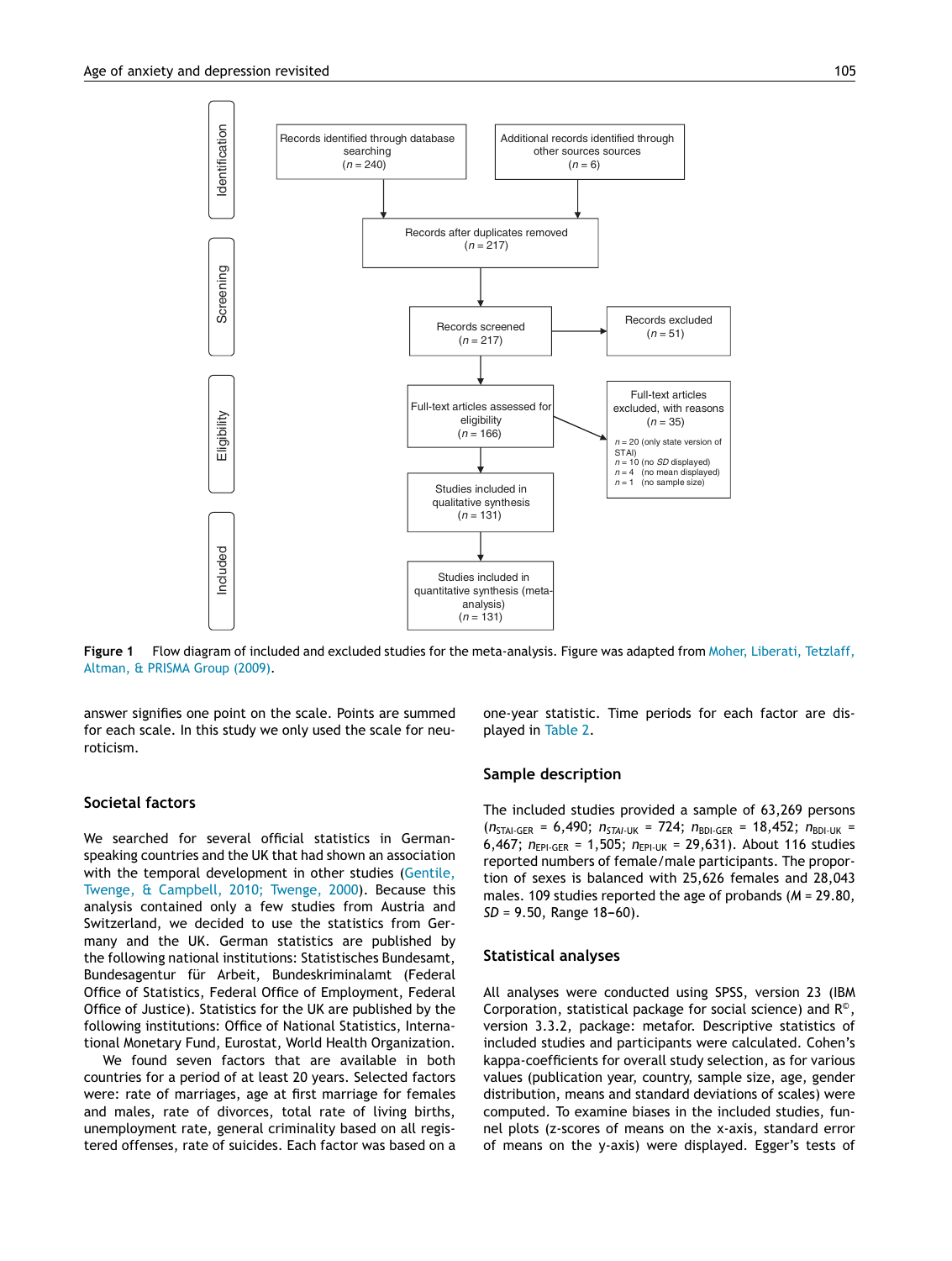Identification

Records identified through database searching
($n = 240$)

Additional records identified through other sources sources
($n = 6$)

Screening

Records after duplicates removed
($n = 217$)

Records screened
($n = 217$)

Records excluded
($n = 51$)

Eligibility

Full-text articles assessed for eligibility
($n = 166$)

Full-text articles excluded, with reasons
($n = 35$)

$n = 20$ (only state version of STAI)
$n = 10$ (no *SD* displayed)
$n = 4$ (no mean displayed)
$n = 1$ (no sample size)

Included

Studies included in qualitative synthesis
($n = 131$)

Studies included in quantitative synthesis (meta-analysis)
($n = 131$)

**Figure 1** Flow diagram of included and excluded studies for the meta-analysis. Figure was adapted from Moher, Liberati, Tetzlaff, Altman, & PRISMA Group (2009).

answer signifies one point on the scale. Points are summed for each scale. In this study we only used the scale for neuroticism.

## Societal factors

We searched for several official statistics in German-speaking countries and the UK that had shown an association with the temporal development in other studies (Gentile, Twenge, & Campbell, 2010; Twenge, 2000). Because this analysis contained only a few studies from Austria and Switzerland, we decided to use the statistics from Germany and the UK. German statistics are published by the following national institutions: Statistisches Bundesamt, Bundesagentur für Arbeit, Bundeskriminalamt (Federal Office of Statistics, Federal Office of Employment, Federal Office of Justice). Statistics for the UK are published by the following institutions: Office of National Statistics, International Monetary Fund, Eurostat, World Health Organization.

We found seven factors that are available in both countries for a period of at least 20 years. Selected factors were: rate of marriages, age at first marriage for females and males, rate of divorces, total rate of living births, unemployment rate, general criminality based on all registered offenses, rate of suicides. Each factor was based on a one-year statistic. Time periods for each factor are displayed in Table 2.

## Sample description

The included studies provided a sample of 63,269 persons ($n_{\text{STAI-GER}}$ = 6,490; $n_{\text{STAI-UK}}$ = 724; $n_{\text{BDI-GER}}$ = 18,452; $n_{\text{BDI-UK}}$ = 6,467; $n_{\text{EPI-GER}}$ = 1,505; $n_{\text{EPI-UK}}$ = 29,631). About 116 studies reported numbers of female/male participants. The proportion of sexes is balanced with 25,626 females and 28,043 males. 109 studies reported the age of probands ($M$ = 29.80, $SD$ = 9.50, Range 18–60).

## Statistical analyses

All analyses were conducted using SPSS, version 23 (IBM Corporation, statistical package for social science) and R©, version 3.3.2, package: metafor. Descriptive statistics of included studies and participants were calculated. Cohen's kappa-coefficients for overall study selection, as for various values (publication year, country, sample size, age, gender distribution, means and standard deviations of scales) were computed. To examine biases in the included studies, funnel plots (z-scores of means on the x-axis, standard error of means on the y-axis) were displayed. Egger's tests of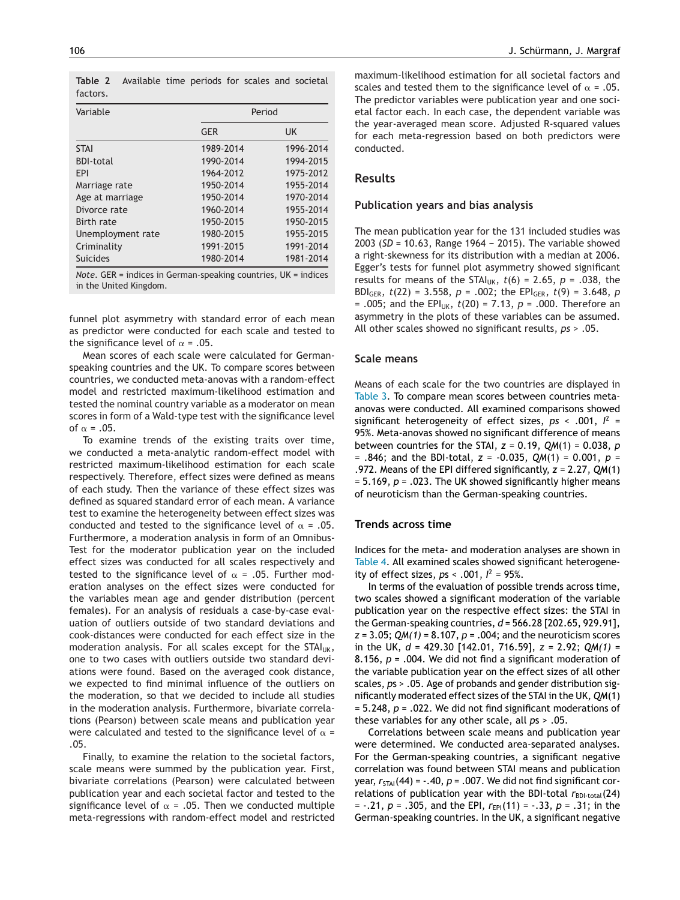**Table 2** Available time periods for scales and societal factors.

| Variable | Period | |
|---|---|---|
| | GER | UK |
| STAI | 1989-2014 | 1996-2014 |
| BDI-total | 1990-2014 | 1994-2015 |
| EPI | 1964-2012 | 1975-2012 |
| Marriage rate | 1950-2014 | 1955-2014 |
| Age at marriage | 1950-2014 | 1970-2014 |
| Divorce rate | 1960-2014 | 1955-2014 |
| Birth rate | 1950-2015 | 1950-2015 |
| Unemployment rate | 1980-2015 | 1955-2015 |
| Criminality | 1991-2015 | 1991-2014 |
| Suicides | 1980-2014 | 1981-2014 |

*Note*. GER = indices in German-speaking countries, UK = indices in the United Kingdom.

funnel plot asymmetry with standard error of each mean as predictor were conducted for each scale and tested to the significance level of $\alpha$ = .05.

Mean scores of each scale were calculated for German-speaking countries and the UK. To compare scores between countries, we conducted meta-anovas with a random-effect model and restricted maximum-likelihood estimation and tested the nominal country variable as a moderator on mean scores in form of a Wald-type test with the significance level of $\alpha$ = .05.

To examine trends of the existing traits over time, we conducted a meta-analytic random-effect model with restricted maximum-likelihood estimation for each scale respectively. Therefore, effect sizes were defined as means of each study. Then the variance of these effect sizes was defined as squared standard error of each mean. A variance test to examine the heterogeneity between effect sizes was conducted and tested to the significance level of $\alpha$ = .05. Furthermore, a moderation analysis in form of an Omnibus-Test for the moderator publication year on the included effect sizes was conducted for all scales respectively and tested to the significance level of $\alpha$ = .05. Further moderation analyses on the effect sizes were conducted for the variables mean age and gender distribution (percent females). For an analysis of residuals a case-by-case evaluation of outliers outside of two standard deviations and cook-distances were conducted for each effect size in the moderation analysis. For all scales except for the $\text{STAI}_{UK}$, one to two cases with outliers outside two standard deviations were found. Based on the averaged cook distance, we expected to find minimal influence of the outliers on the moderation, so that we decided to include all studies in the moderation analysis. Furthermore, bivariate correlations (Pearson) between scale means and publication year were calculated and tested to the significance level of $\alpha$ = .05.

Finally, to examine the relation to the societal factors, scale means were summed by the publication year. First, bivariate correlations (Pearson) were calculated between publication year and each societal factor and tested to the significance level of $\alpha$ = .05. Then we conducted multiple meta-regressions with random-effect model and restricted maximum-likelihood estimation for all societal factors and scales and tested them to the significance level of $\alpha$ = .05. The predictor variables were publication year and one societal factor each. In each case, the dependent variable was the year-averaged mean score. Adjusted R-squared values for each meta-regression based on both predictors were conducted.

## Results

### Publication years and bias analysis

The mean publication year for the 131 included studies was 2003 (*SD* = 10.63, Range 1964 – 2015). The variable showed a right-skewness for its distribution with a median at 2006. Egger's tests for funnel plot asymmetry showed significant results for means of the $\text{STAI}_{UK}$, $t(6)$ = 2.65, $p$ = .038, the $\text{BDI}_{GER}$, $t(22)$ = 3.558, $p$ = .002; the $\text{EPI}_{GER}$, $t(9)$ = 3.648, $p$ = .005; and the $\text{EPI}_{UK}$, $t(20)$ = 7.13, $p$ = .000. Therefore an asymmetry in the plots of these variables can be assumed. All other scales showed no significant results, *ps* > .05.

### Scale means

Means of each scale for the two countries are displayed in Table 3. To compare mean scores between countries meta-anovas were conducted. All examined comparisons showed significant heterogeneity of effect sizes, *ps* < .001, $I^2$ = 95%. Meta-anovas showed no significant difference of means between countries for the STAI, $z$ = 0.19, $QM(1)$ = 0.038, $p$ = .846; and the BDI-total, $z$ = -0.035, $QM(1)$ = 0.001, $p$ = .972. Means of the EPI differed significantly, $z$ = 2.27, $QM(1)$ = 5.169, $p$ = .023. The UK showed significantly higher means of neuroticism than the German-speaking countries.

### Trends across time

Indices for the meta- and moderation analyses are shown in Table 4. All examined scales showed significant heterogeneity of effect sizes, *ps* < .001, $I^2$ = 95%.

In terms of the evaluation of possible trends across time, two scales showed a significant moderation of the variable publication year on the respective effect sizes: the STAI in the German-speaking countries, $d$ = 566.28 [202.65, 929.91], $z$ = 3.05; $QM(1)$ = 8.107, $p$ = .004; and the neuroticism scores in the UK, $d$ = 429.30 [142.01, 716.59], $z$ = 2.92; $QM(1)$ = 8.156, $p$ = .004. We did not find a significant moderation of the variable publication year on the effect sizes of all other scales, *ps* > .05. Age of probands and gender distribution significantly moderated effect sizes of the STAI in the UK, $QM(1)$ = 5.248, $p$ = .022. We did not find significant moderations of these variables for any other scale, all *ps* > .05.

Correlations between scale means and publication year were determined. We conducted area-separated analyses. For the German-speaking countries, a significant negative correlation was found between STAI means and publication year, $r_{STAI}(44)$ = -.40, $p$ = .007. We did not find significant correlations of publication year with the BDI-total $r_{BDI\text{-}total}(24)$ = -.21, $p$ = .305, and the EPI, $r_{EPI}(11)$ = -.33, $p$ = .31; in the German-speaking countries. In the UK, a significant negative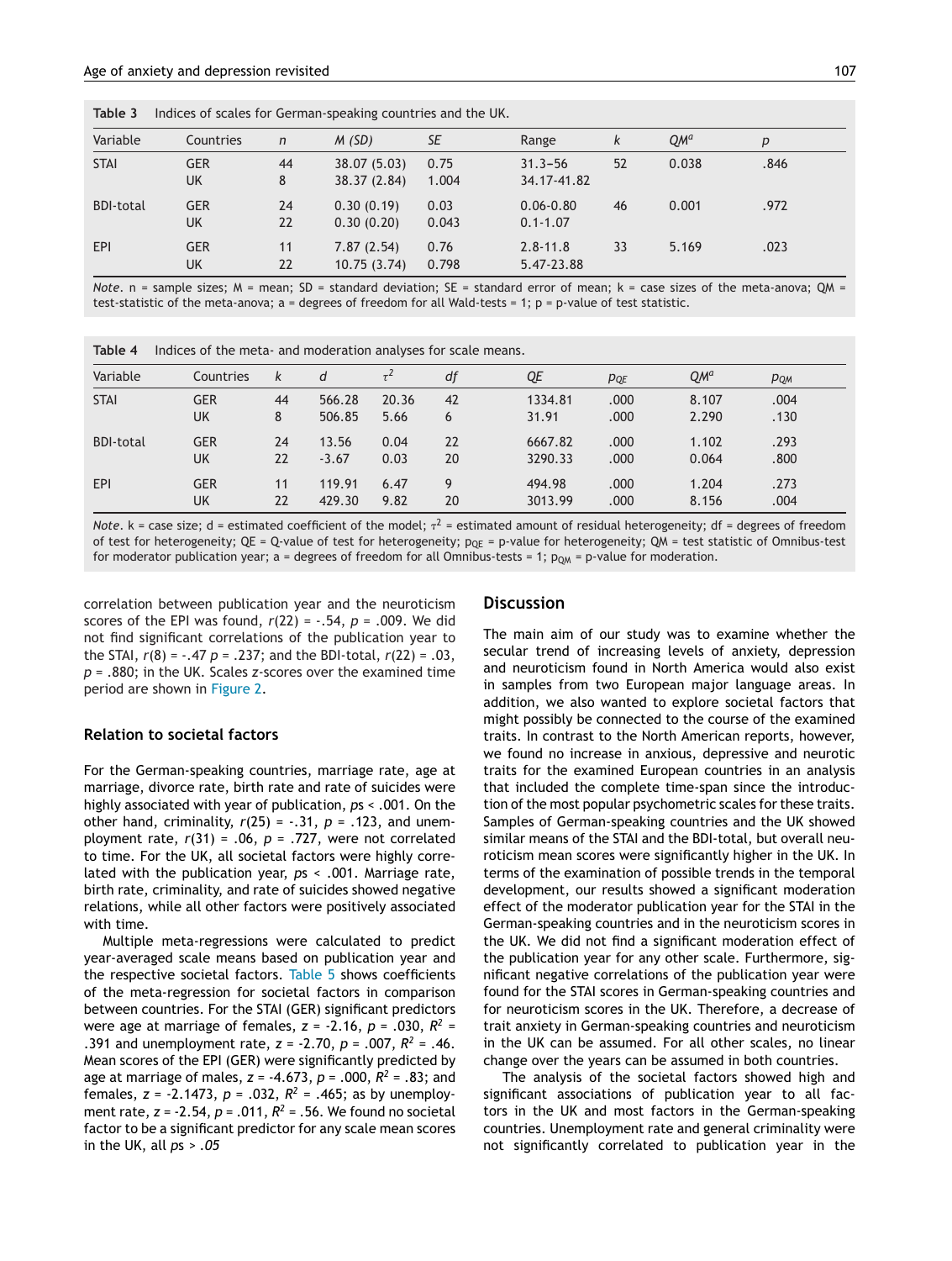**Table 3** Indices of scales for German-speaking countries and the UK.

| Variable | Countries | *n* | *M (SD)* | *SE* | Range | *k* | $QM^a$ | *p* |
|---|---|---|---|---|---|---|---|---|
| STAI | GER | 44 | 38.07 (5.03) | 0.75 | 31.3–56 | 52 | 0.038 | .846 |
| | UK | 8 | 38.37 (2.84) | 1.004 | 34.17-41.82 | | | |
| BDI-total | GER | 24 | 0.30 (0.19) | 0.03 | 0.06-0.80 | 46 | 0.001 | .972 |
| | UK | 22 | 0.30 (0.20) | 0.043 | 0.1-1.07 | | | |
| EPI | GER | 11 | 7.87 (2.54) | 0.76 | 2.8-11.8 | 33 | 5.169 | .023 |
| | UK | 22 | 10.75 (3.74) | 0.798 | 5.47-23.88 | | | |

*Note*. n = sample sizes; M = mean; SD = standard deviation; SE = standard error of mean; k = case sizes of the meta-anova; QM = test-statistic of the meta-anova; a = degrees of freedom for all Wald-tests = 1; p = p-value of test statistic.

**Table 4** Indices of the meta- and moderation analyses for scale means.

| Variable | Countries | *k* | *d* | $\tau^2$ | *df* | *QE* | $p_{QE}$ | $QM^a$ | $p_{QM}$ |
|---|---|---|---|---|---|---|---|---|---|
| STAI | GER | 44 | 566.28 | 20.36 | 42 | 1334.81 | .000 | 8.107 | .004 |
| | UK | 8 | 506.85 | 5.66 | 6 | 31.91 | .000 | 2.290 | .130 |
| BDI-total | GER | 24 | 13.56 | 0.04 | 22 | 6667.82 | .000 | 1.102 | .293 |
| | UK | 22 | -3.67 | 0.03 | 20 | 3290.33 | .000 | 0.064 | .800 |
| EPI | GER | 11 | 119.91 | 6.47 | 9 | 494.98 | .000 | 1.204 | .273 |
| | UK | 22 | 429.30 | 9.82 | 20 | 3013.99 | .000 | 8.156 | .004 |

*Note*. k = case size; d = estimated coefficient of the model; $\tau^2$ = estimated amount of residual heterogeneity; df = degrees of freedom of test for heterogeneity; QE = Q-value of test for heterogeneity; $p_{QE}$ = p-value for heterogeneity; QM = test statistic of Omnibus-test for moderator publication year; a = degrees of freedom for all Omnibus-tests = 1; $p_{QM}$ = p-value for moderation.

correlation between publication year and the neuroticism scores of the EPI was found, $r(22) = -.54$, $p = .009$. We did not find significant correlations of the publication year to the STAI, $r(8) = -.47$ $p = .237$; and the BDI-total, $r(22) = .03$, $p = .880$; in the UK. Scales *z*-scores over the examined time period are shown in Figure 2.

### Relation to societal factors

For the German-speaking countries, marriage rate, age at marriage, divorce rate, birth rate and rate of suicides were highly associated with year of publication, $ps < .001$. On the other hand, criminality, $r(25) = -.31$, $p = .123$, and unemployment rate, $r(31) = .06$, $p = .727$, were not correlated to time. For the UK, all societal factors were highly correlated with the publication year, $ps < .001$. Marriage rate, birth rate, criminality, and rate of suicides showed negative relations, while all other factors were positively associated with time.

Multiple meta-regressions were calculated to predict year-averaged scale means based on publication year and the respective societal factors. Table 5 shows coefficients of the meta-regression for societal factors in comparison between countries. For the STAI (GER) significant predictors were age at marriage of females, $z = -2.16$, $p = .030$, $R^2 = .391$ and unemployment rate, $z = -2.70$, $p = .007$, $R^2 = .46$. Mean scores of the EPI (GER) were significantly predicted by age at marriage of males, $z = -4.673$, $p = .000$, $R^2 = .83$; and females, $z = -2.1473$, $p = .032$, $R^2 = .465$; as by unemployment rate, $z = -2.54$, $p = .011$, $R^2 = .56$. We found no societal factor to be a significant predictor for any scale mean scores in the UK, all $ps > .05$

## Discussion

The main aim of our study was to examine whether the secular trend of increasing levels of anxiety, depression and neuroticism found in North America would also exist in samples from two European major language areas. In addition, we also wanted to explore societal factors that might possibly be connected to the course of the examined traits. In contrast to the North American reports, however, we found no increase in anxious, depressive and neurotic traits for the examined European countries in an analysis that included the complete time-span since the introduction of the most popular psychometric scales for these traits. Samples of German-speaking countries and the UK showed similar means of the STAI and the BDI-total, but overall neuroticism mean scores were significantly higher in the UK. In terms of the examination of possible trends in the temporal development, our results showed a significant moderation effect of the moderator publication year for the STAI in the German-speaking countries and in the neuroticism scores in the UK. We did not find a significant moderation effect of the publication year for any other scale. Furthermore, significant negative correlations of the publication year were found for the STAI scores in German-speaking countries and for neuroticism scores in the UK. Therefore, a decrease of trait anxiety in German-speaking countries and neuroticism in the UK can be assumed. For all other scales, no linear change over the years can be assumed in both countries.

The analysis of the societal factors showed high and significant associations of publication year to all factors in the UK and most factors in the German-speaking countries. Unemployment rate and general criminality were not significantly correlated to publication year in the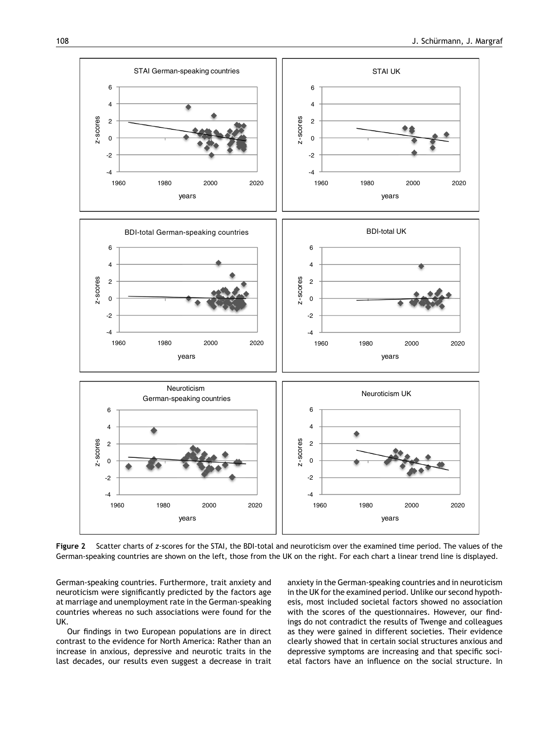**Figure 2** Scatter charts of *z*-scores for the STAI, the BDI-total and neuroticism over the examined time period. The values of the German-speaking countries are shown on the left, those from the UK on the right. For each chart a linear trend line is displayed.

German-speaking countries. Furthermore, trait anxiety and neuroticism were significantly predicted by the factors age at marriage and unemployment rate in the German-speaking countries whereas no such associations were found for the UK.

Our findings in two European populations are in direct contrast to the evidence for North America: Rather than an increase in anxious, depressive and neurotic traits in the last decades, our results even suggest a decrease in trait anxiety in the German-speaking countries and in neuroticism in the UK for the examined period. Unlike our second hypothesis, most included societal factors showed no association with the scores of the questionnaires. However, our findings do not contradict the results of Twenge and colleagues as they were gained in different societies. Their evidence clearly showed that in certain social structures anxious and depressive symptoms are increasing and that specific societal factors have an influence on the social structure. In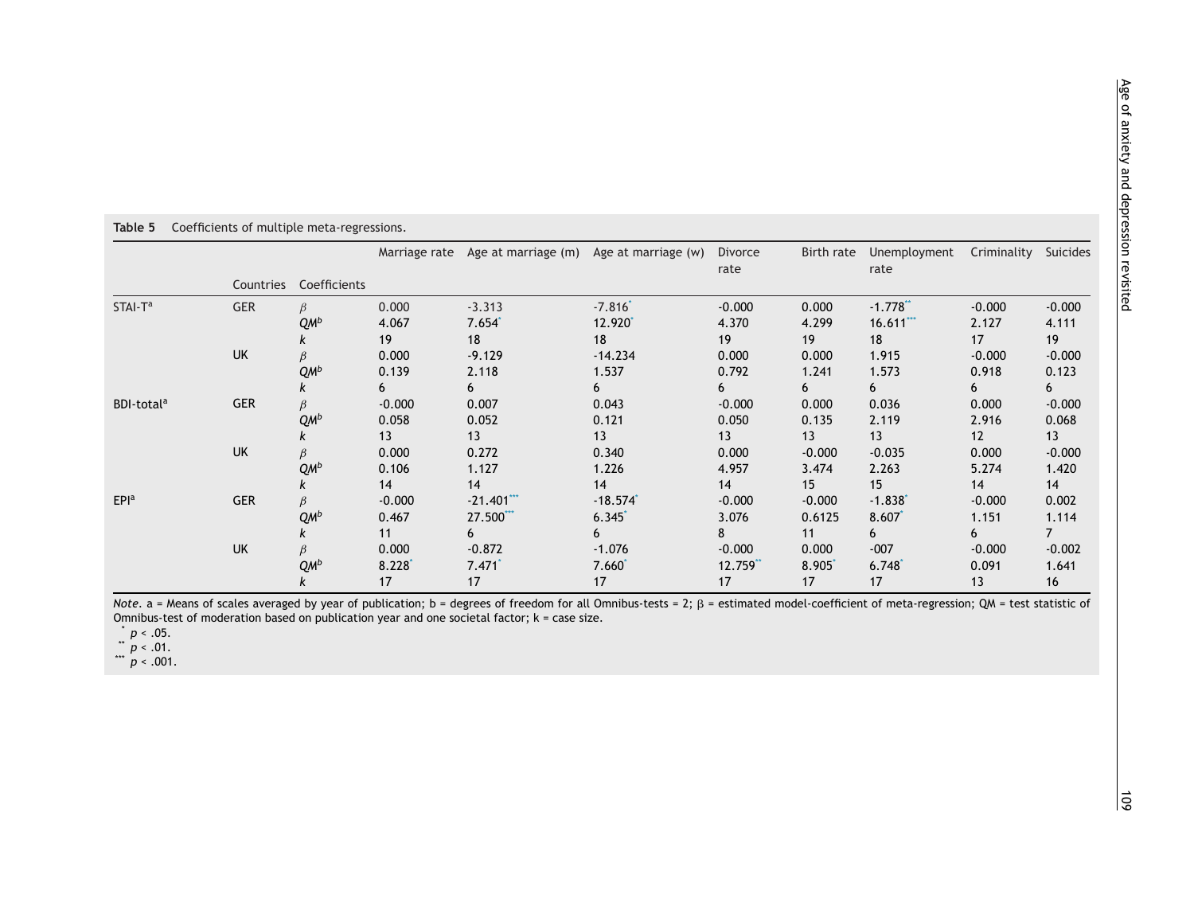**Table 5** Coefficients of multiple meta-regressions.

| | Countries | Coefficients | Marriage rate | Age at marriage (m) | Age at marriage (w) | Divorce rate | Birth rate | Unemployment rate | Criminality | Suicides |
|---|---|---|---|---|---|---|---|---|---|---|
| STAI-T[a] | GER | $\beta$ | 0.000 | -3.313 | -7.816* | -0.000 | 0.000 | -1.778** | -0.000 | -0.000 |
| | | $QM^b$ | 4.067 | 7.654* | 12.920* | 4.370 | 4.299 | 16.611*** | 2.127 | 4.111 |
| | | $k$ | 19 | 18 | 18 | 19 | 19 | 18 | 17 | 19 |
| | UK | $\beta$ | 0.000 | -9.129 | -14.234 | 0.000 | 0.000 | 1.915 | -0.000 | -0.000 |
| | | $QM^b$ | 0.139 | 2.118 | 1.537 | 0.792 | 1.241 | 1.573 | 0.918 | 0.123 |
| | | $k$ | 6 | 6 | 6 | 6 | 6 | 6 | 6 | 6 |
| BDI-total[a] | GER | $\beta$ | -0.000 | 0.007 | 0.043 | -0.000 | 0.000 | 0.036 | 0.000 | -0.000 |
| | | $QM^b$ | 0.058 | 0.052 | 0.121 | 0.050 | 0.135 | 2.119 | 2.916 | 0.068 |
| | | $k$ | 13 | 13 | 13 | 13 | 13 | 13 | 12 | 13 |
| | UK | $\beta$ | 0.000 | 0.272 | 0.340 | 0.000 | -0.000 | -0.035 | 0.000 | -0.000 |
| | | $QM^b$ | 0.106 | 1.127 | 1.226 | 4.957 | 3.474 | 2.263 | 5.274 | 1.420 |
| | | $k$ | 14 | 14 | 14 | 14 | 15 | 15 | 14 | 14 |
| EPI[a] | GER | $\beta$ | -0.000 | -21.401*** | -18.574* | -0.000 | -0.000 | -1.838* | -0.000 | 0.002 |
| | | $QM^b$ | 0.467 | 27.500*** | 6.345* | 3.076 | 0.6125 | 8.607* | 1.151 | 1.114 |
| | | $k$ | 11 | 6 | 6 | 8 | 11 | 6 | 6 | 7 |
| | UK | $\beta$ | 0.000 | -0.872 | -1.076 | -0.000 | 0.000 | -007 | -0.000 | -0.002 |
| | | $QM^b$ | 8.228* | 7.471* | 7.660* | 12.759** | 8.905* | 6.748* | 0.091 | 1.641 |
| | | $k$ | 17 | 17 | 17 | 17 | 17 | 17 | 13 | 16 |

*Note*. a = Means of scales averaged by year of publication; b = degrees of freedom for all Omnibus-tests = 2; β = estimated model-coefficient of meta-regression; QM = test statistic of Omnibus-test of moderation based on publication year and one societal factor; k = case size.

\* $p < .05$.
\*\* $p < .01$.
\*\*\* $p < .001$.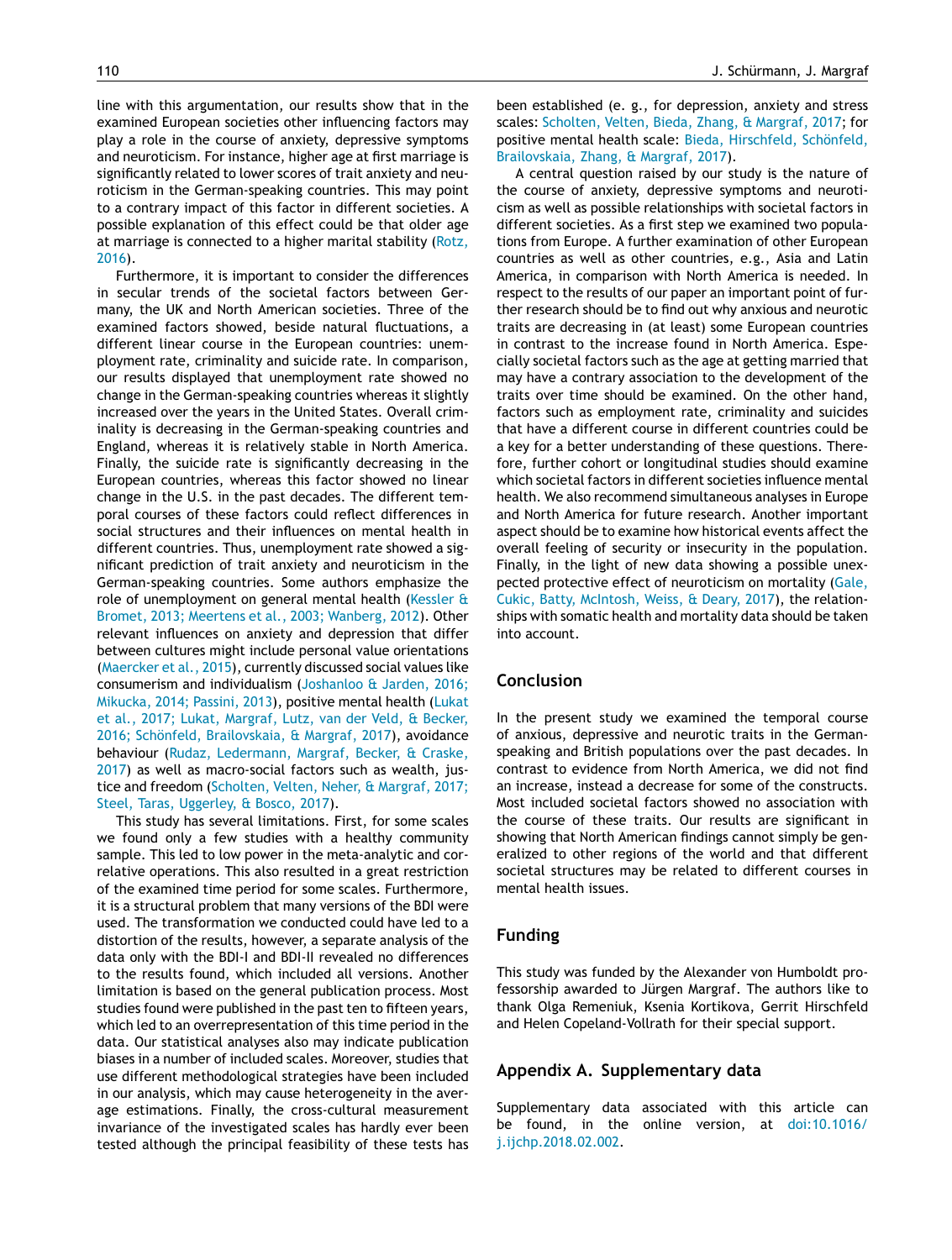line with this argumentation, our results show that in the examined European societies other influencing factors may play a role in the course of anxiety, depressive symptoms and neuroticism. For instance, higher age at first marriage is significantly related to lower scores of trait anxiety and neuroticism in the German-speaking countries. This may point to a contrary impact of this factor in different societies. A possible explanation of this effect could be that older age at marriage is connected to a higher marital stability (Rotz, 2016).

Furthermore, it is important to consider the differences in secular trends of the societal factors between Germany, the UK and North American societies. Three of the examined factors showed, beside natural fluctuations, a different linear course in the European countries: unemployment rate, criminality and suicide rate. In comparison, our results displayed that unemployment rate showed no change in the German-speaking countries whereas it slightly increased over the years in the United States. Overall criminality is decreasing in the German-speaking countries and England, whereas it is relatively stable in North America. Finally, the suicide rate is significantly decreasing in the European countries, whereas this factor showed no linear change in the U.S. in the past decades. The different temporal courses of these factors could reflect differences in social structures and their influences on mental health in different countries. Thus, unemployment rate showed a significant prediction of trait anxiety and neuroticism in the German-speaking countries. Some authors emphasize the role of unemployment on general mental health (Kessler & Bromet, 2013; Meertens et al., 2003; Wanberg, 2012). Other relevant influences on anxiety and depression that differ between cultures might include personal value orientations (Maercker et al., 2015), currently discussed social values like consumerism and individualism (Joshanloo & Jarden, 2016; Mikucka, 2014; Passini, 2013), positive mental health (Lukat et al., 2017; Lukat, Margraf, Lutz, van der Veld, & Becker, 2016; Schönfeld, Brailovskaia, & Margraf, 2017), avoidance behaviour (Rudaz, Ledermann, Margraf, Becker, & Craske, 2017) as well as macro-social factors such as wealth, justice and freedom (Scholten, Velten, Neher, & Margraf, 2017; Steel, Taras, Uggerley, & Bosco, 2017).

This study has several limitations. First, for some scales we found only a few studies with a healthy community sample. This led to low power in the meta-analytic and correlative operations. This also resulted in a great restriction of the examined time period for some scales. Furthermore, it is a structural problem that many versions of the BDI were used. The transformation we conducted could have led to a distortion of the results, however, a separate analysis of the data only with the BDI-I and BDI-II revealed no differences to the results found, which included all versions. Another limitation is based on the general publication process. Most studies found were published in the past ten to fifteen years, which led to an overrepresentation of this time period in the data. Our statistical analyses also may indicate publication biases in a number of included scales. Moreover, studies that use different methodological strategies have been included in our analysis, which may cause heterogeneity in the average estimations. Finally, the cross-cultural measurement invariance of the investigated scales has hardly ever been tested although the principal feasibility of these tests has been established (e. g., for depression, anxiety and stress scales: Scholten, Velten, Bieda, Zhang, & Margraf, 2017; for positive mental health scale: Bieda, Hirschfeld, Schönfeld, Brailovskaia, Zhang, & Margraf, 2017).

A central question raised by our study is the nature of the course of anxiety, depressive symptoms and neuroticism as well as possible relationships with societal factors in different societies. As a first step we examined two populations from Europe. A further examination of other European countries as well as other countries, e.g., Asia and Latin America, in comparison with North America is needed. In respect to the results of our paper an important point of further research should be to find out why anxious and neurotic traits are decreasing in (at least) some European countries in contrast to the increase found in North America. Especially societal factors such as the age at getting married that may have a contrary association to the development of the traits over time should be examined. On the other hand, factors such as employment rate, criminality and suicides that have a different course in different countries could be a key for a better understanding of these questions. Therefore, further cohort or longitudinal studies should examine which societal factors in different societies influence mental health. We also recommend simultaneous analyses in Europe and North America for future research. Another important aspect should be to examine how historical events affect the overall feeling of security or insecurity in the population. Finally, in the light of new data showing a possible unexpected protective effect of neuroticism on mortality (Gale, Cukic, Batty, McIntosh, Weiss, & Deary, 2017), the relationships with somatic health and mortality data should be taken into account.

## Conclusion

In the present study we examined the temporal course of anxious, depressive and neurotic traits in the German-speaking and British populations over the past decades. In contrast to evidence from North America, we did not find an increase, instead a decrease for some of the constructs. Most included societal factors showed no association with the course of these traits. Our results are significant in showing that North American findings cannot simply be generalized to other regions of the world and that different societal structures may be related to different courses in mental health issues.

## Funding

This study was funded by the Alexander von Humboldt professorship awarded to Jürgen Margraf. The authors like to thank Olga Remeniuk, Ksenia Kortikova, Gerrit Hirschfeld and Helen Copeland-Vollrath for their special support.

## Appendix A. Supplementary data

Supplementary data associated with this article can be found, in the online version, at doi:10.1016/j.ijchp.2018.02.002.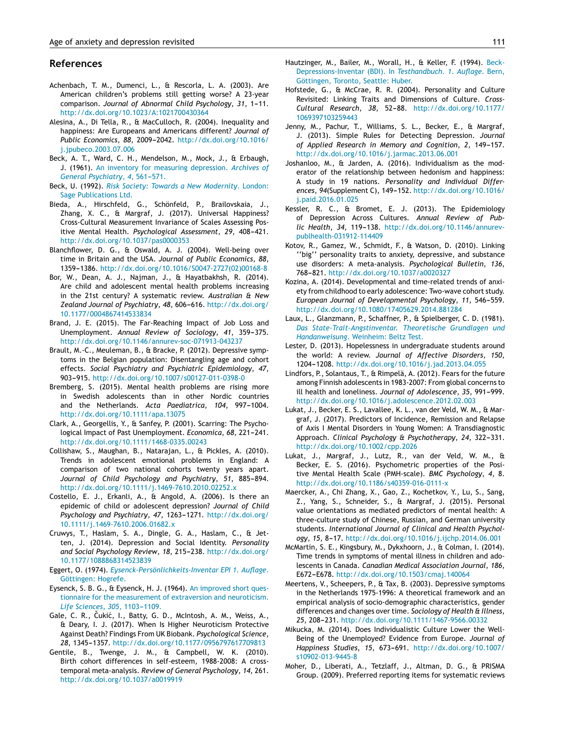## References

Achenbach, T. M., Dumenci, L., & Rescorla, L. A. (2003). Are American children's problems still getting worse? A 23-year comparison. *Journal of Abnormal Child Psychology*, *31*, 1–11. http://dx.doi.org/10.1023/A:1021700430364

Alesina, A., Di Tella, R., & MacCulloch, R. (2004). Inequality and happiness: Are Europeans and Americans different? *Journal of Public Economics*, *88*, 2009–2042. http://dx.doi.org/10.1016/j.jpubeco.2003.07.006

Beck, A. T., Ward, C. H., Mendelson, M., Mock, J., & Erbaugh, J. (1961). An inventory for measuring depression. *Archives of General Psychiatry*, *4*, 561–571.

Beck, U. (1992). *Risk Society: Towards a New Modernity*. London: Sage Publications Ltd.

Bieda, A., Hirschfeld, G., Schönfeld, P., Brailovskaia, J., Zhang, X. C., & Margraf, J. (2017). Universal Happiness? Cross-Cultural Measurement Invariance of Scales Assessing Positive Mental Health. *Psychological Assessment*, *29*, 408–421. http://dx.doi.org/10.1037/pas0000353

Blanchflower, D. G., & Oswald, A. J. (2004). Well-being over time in Britain and the USA. *Journal of Public Economics*, *88*, 1359–1386. http://dx.doi.org/10.1016/S0047-2727(02)00168-8

Bor, W., Dean, A. J., Najman, J., & Hayatbakhsh, R. (2014). Are child and adolescent mental health problems increasing in the 21st century? A systematic review. *Australian & New Zealand Journal of Psychiatry*, *48*, 606–616. http://dx.doi.org/10.1177/0004867414533834

Brand, J. E. (2015). The Far-Reaching Impact of Job Loss and Unemployment. *Annual Review of Sociology*, *41*, 359–375. http://dx.doi.org/10.1146/annurev-soc-071913-043237

Brault, M.-C., Meuleman, B., & Bracke, P. (2012). Depressive symptoms in the Belgian population: Disentangling age and cohort effects. *Social Psychiatry and Psychiatric Epidemiology*, *47*, 903–915. http://dx.doi.org/10.1007/s00127-011-0398-0

Bremberg, S. (2015). Mental health problems are rising more in Swedish adolescents than in other Nordic countries and the Netherlands. *Acta Paediatrica*, *104*, 997–1004. http://dx.doi.org/10.1111/apa.13075

Clark, A., Georgellis, Y., & Sanfey, P. (2001). Scarring: The Psychological Impact of Past Unemployment. *Economica*, *68*, 221–241. http://dx.doi.org/10.1111/1468-0335.00243

Collishaw, S., Maughan, B., Natarajan, L., & Pickles, A. (2010). Trends in adolescent emotional problems in England: A comparison of two national cohorts twenty years apart. *Journal of Child Psychology and Psychiatry*, *51*, 885–894. http://dx.doi.org/10.1111/j.1469-7610.2010.02252.x

Costello, E. J., Erkanli, A., & Angold, A. (2006). Is there an epidemic of child or adolescent depression? *Journal of Child Psychology and Psychiatry*, *47*, 1263–1271. http://dx.doi.org/10.1111/j.1469-7610.2006.01682.x

Cruwys, T., Haslam, S. A., Dingle, G. A., Haslam, C., & Jetten, J. (2014). Depression and Social Identity. *Personality and Social Psychology Review*, *18*, 215–238. http://dx.doi.org/10.1177/1088868314523839

Eggert, O. (1974). *Eysenck-Persönlichkeits-Inventar EPI 1. Auflage*. Göttingen: Hogrefe.

Eysenck, S. B. G., & Eysenck, H. J. (1964). An improved short questionnaire for the measurement of extraversion and neuroticism. *Life Sciences*, *305*, 1103–1109.

Gale, C. R., Čukić, I., Batty, G. D., McIntosh, A. M., Weiss, A., & Deary, I. J. (2017). When Is Higher Neuroticism Protective Against Death? Findings From UK Biobank. *Psychological Science*, *28*, 1345–1357. http://dx.doi.org/10.1177/0956797617709813

Gentile, B., Twenge, J. M., & Campbell, W. K. (2010). Birth cohort differences in self-esteem, 1988-2008: A cross-temporal meta-analysis. *Review of General Psychology*, *14*, 261. http://dx.doi.org/10.1037/a0019919

Hautzinger, M., Bailer, M., Worall, H., & Keller, F. (1994). Beck-Depressions-Inventar (BDI). In *Testhandbuch. 1. Auflage*. Bern, Göttingen, Toronto, Seattle: Huber.

Hofstede, G., & McCrae, R. R. (2004). Personality and Culture Revisited: Linking Traits and Dimensions of Culture. *Cross-Cultural Research*, *38*, 52–88. http://dx.doi.org/10.1177/1069397103259443

Jenny, M., Pachur, T., Williams, S. L., Becker, E., & Margraf, J. (2013). Simple Rules for Detecting Depression. *Journal of Applied Research in Memory and Cognition*, *2*, 149–157. http://dx.doi.org/10.1016/j.jarmac.2013.06.001

Joshanloo, M., & Jarden, A. (2016). Individualism as the moderator of the relationship between hedonism and happiness: A study in 19 nations. *Personality and Individual Differences*, *94*(Supplement C), 149–152. http://dx.doi.org/10.1016/j.paid.2016.01.025

Kessler, R. C., & Bromet, E. J. (2013). The Epidemiology of Depression Across Cultures. *Annual Review of Public Health*, *34*, 119–138. http://dx.doi.org/10.1146/annurev-publhealth-031912-114409

Kotov, R., Gamez, W., Schmidt, F., & Watson, D. (2010). Linking ''big'' personality traits to anxiety, depressive, and substance use disorders: A meta-analysis. *Psychological Bulletin*, *136*, 768–821. http://dx.doi.org/10.1037/a0020327

Kozina, A. (2014). Developmental and time-related trends of anxiety from childhood to early adolescence: Two-wave cohort study. *European Journal of Developmental Psychology*, *11*, 546–559. http://dx.doi.org/10.1080/17405629.2014.881284

Laux, L., Glanzmann, P., Schaffner, P., & Spielberger, C. D. (1981). *Das State-Trait-Angstinventar. Theoretische Grundlagen und Handanweisung*. Weinheim: Beltz Test.

Lester, D. (2013). Hopelessness in undergraduate students around the world: A review. *Journal of Affective Disorders*, *150*, 1204–1208. http://dx.doi.org/10.1016/j.jad.2013.04.055

Lindfors, P., Solantaus, T., & Rimpelä, A. (2012). Fears for the future among Finnish adolescents in 1983-2007: From global concerns to ill health and loneliness. *Journal of Adolescence*, *35*, 991–999. http://dx.doi.org/10.1016/j.adolescence.2012.02.003

Lukat, J., Becker, E. S., Lavallee, K. L., van der Veld, W. M., & Margraf, J. (2017). Predictors of Incidence, Remission and Relapse of Axis I Mental Disorders in Young Women: A Transdiagnostic Approach. *Clinical Psychology & Psychotherapy*, *24*, 322–331. http://dx.doi.org/10.1002/cpp.2026

Lukat, J., Margraf, J., Lutz, R., van der Veld, W. M., & Becker, E. S. (2016). Psychometric properties of the Positive Mental Health Scale (PMH-scale). *BMC Psychology*, *4*, 8. http://dx.doi.org/10.1186/s40359-016-0111-x

Maercker, A., Chi Zhang, X., Gao, Z., Kochetkov, Y., Lu, S., Sang, Z., Yang, S., Schneider, S., & Margraf, J. (2015). Personal value orientations as mediated predictors of mental health: A three-culture study of Chinese, Russian, and German university students. *International Journal of Clinical and Health Psychology*, *15*, 8–17. http://dx.doi.org/10.1016/j.ijchp.2014.06.001

McMartin, S. E., Kingsbury, M., Dykxhoorn, J., & Colman, I. (2014). Time trends in symptoms of mental illness in children and adolescents in Canada. *Canadian Medical Association Journal*, *186*, E672–E678. http://dx.doi.org/10.1503/cmaj.140064

Meertens, V., Scheepers, P., & Tax, B. (2003). Depressive symptoms in the Netherlands 1975-1996: A theoretical framework and an empirical analysis of socio-demographic characteristics, gender differences and changes over time. *Sociology of Health & Illness*, *25*, 208–231. http://dx.doi.org/10.1111/1467-9566.00332

Mikucka, M. (2014). Does Individualistic Culture Lower the Well-Being of the Unemployed? Evidence from Europe. *Journal of Happiness Studies*, *15*, 673–691. http://dx.doi.org/10.1007/s10902-013-9445-8

Moher, D., Liberati, A., Tetzlaff, J., Altman, D. G., & PRISMA Group. (2009). Preferred reporting items for systematic reviews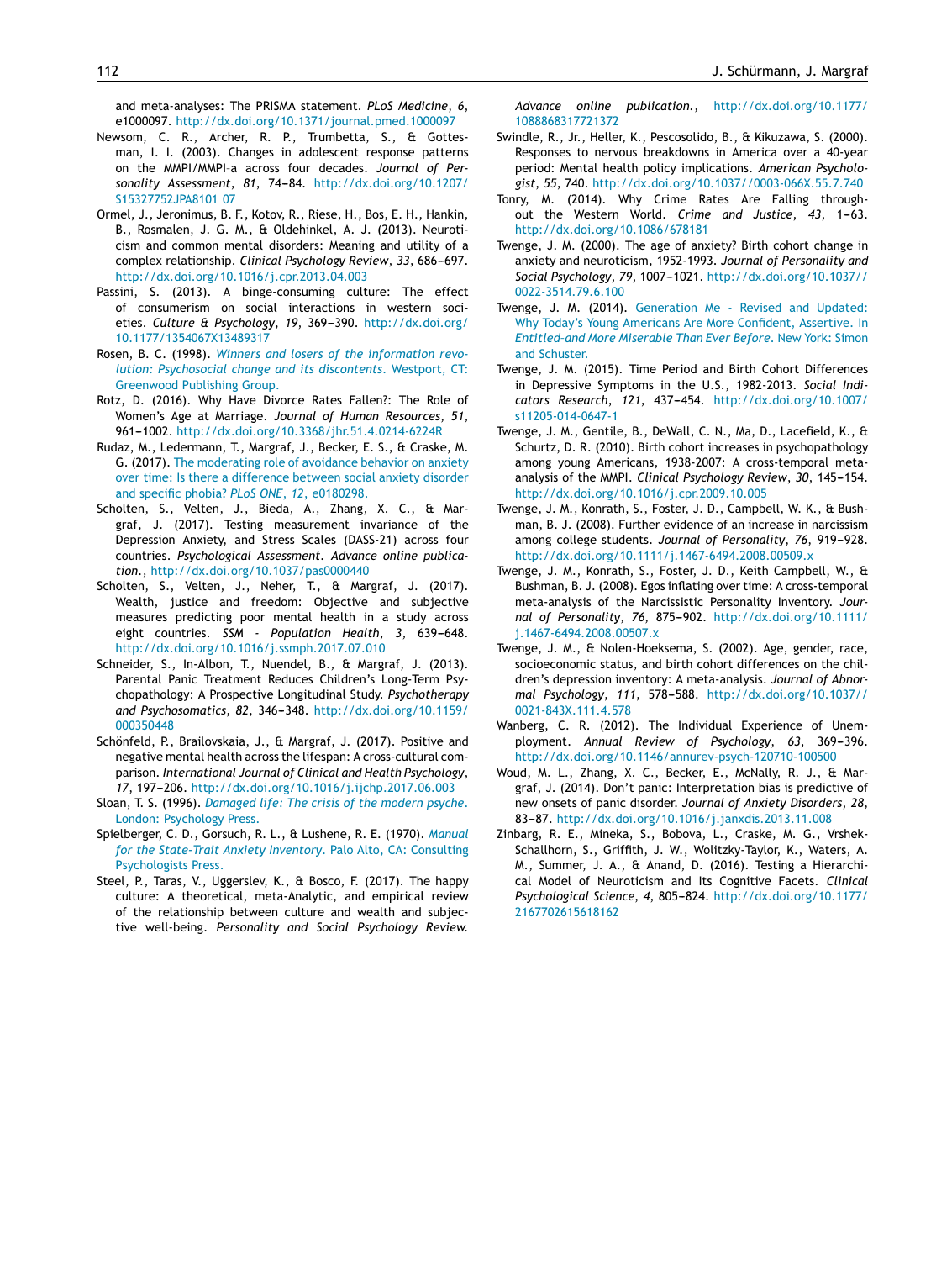and meta-analyses: The PRISMA statement. *PLoS Medicine*, *6*, e1000097. http://dx.doi.org/10.1371/journal.pmed.1000097

Newsom, C. R., Archer, R. P., Trumbetta, S., & Gottesman, I. I. (2003). Changes in adolescent response patterns on the MMPI/MMPI-a across four decades. *Journal of Personality Assessment*, *81*, 74–84. http://dx.doi.org/10.1207/S15327752JPA8101_07

Ormel, J., Jeronimus, B. F., Kotov, R., Riese, H., Bos, E. H., Hankin, B., Rosmalen, J. G. M., & Oldehinkel, A. J. (2013). Neuroticism and common mental disorders: Meaning and utility of a complex relationship. *Clinical Psychology Review*, *33*, 686–697. http://dx.doi.org/10.1016/j.cpr.2013.04.003

Passini, S. (2013). A binge-consuming culture: The effect of consumerism on social interactions in western societies. *Culture & Psychology*, *19*, 369–390. http://dx.doi.org/10.1177/1354067X13489317

Rosen, B. C. (1998). *Winners and losers of the information revolution: Psychosocial change and its discontents*. Westport, CT: Greenwood Publishing Group.

Rotz, D. (2016). Why Have Divorce Rates Fallen?: The Role of Women's Age at Marriage. *Journal of Human Resources*, *51*, 961–1002. http://dx.doi.org/10.3368/jhr.51.4.0214-6224R

Rudaz, M., Ledermann, T., Margraf, J., Becker, E. S., & Craske, M. G. (2017). The moderating role of avoidance behavior on anxiety over time: Is there a difference between social anxiety disorder and specific phobia? *PLoS ONE*, *12*, e0180298.

Scholten, S., Velten, J., Bieda, A., Zhang, X. C., & Margraf, J. (2017). Testing measurement invariance of the Depression Anxiety, and Stress Scales (DASS-21) across four countries. *Psychological Assessment*. *Advance online publication.*, http://dx.doi.org/10.1037/pas0000440

Scholten, S., Velten, J., Neher, T., & Margraf, J. (2017). Wealth, justice and freedom: Objective and subjective measures predicting poor mental health in a study across eight countries. *SSM - Population Health*, *3*, 639–648. http://dx.doi.org/10.1016/j.ssmph.2017.07.010

Schneider, S., In-Albon, T., Nuendel, B., & Margraf, J. (2013). Parental Panic Treatment Reduces Children's Long-Term Psychopathology: A Prospective Longitudinal Study. *Psychotherapy and Psychosomatics*, *82*, 346–348. http://dx.doi.org/10.1159/000350448

Schönfeld, P., Brailovskaia, J., & Margraf, J. (2017). Positive and negative mental health across the lifespan: A cross-cultural comparison. *International Journal of Clinical and Health Psychology*, *17*, 197–206. http://dx.doi.org/10.1016/j.ijchp.2017.06.003

Sloan, T. S. (1996). *Damaged life: The crisis of the modern psyche*. London: Psychology Press.

Spielberger, C. D., Gorsuch, R. L., & Lushene, R. E. (1970). *Manual for the State-Trait Anxiety Inventory*. Palo Alto, CA: Consulting Psychologists Press.

Steel, P., Taras, V., Uggerslev, K., & Bosco, F. (2017). The happy culture: A theoretical, meta-Analytic, and empirical review of the relationship between culture and wealth and subjective well-being. *Personality and Social Psychology Review*. *Advance online publication.*, http://dx.doi.org/10.1177/1088868317721372

Swindle, R., Jr., Heller, K., Pescosolido, B., & Kikuzawa, S. (2000). Responses to nervous breakdowns in America over a 40-year period: Mental health policy implications. *American Psychologist*, *55*, 740. http://dx.doi.org/10.1037//0003-066X.55.7.740

Tonry, M. (2014). Why Crime Rates Are Falling throughout the Western World. *Crime and Justice*, *43*, 1–63. http://dx.doi.org/10.1086/678181

Twenge, J. M. (2000). The age of anxiety? Birth cohort change in anxiety and neuroticism, 1952-1993. *Journal of Personality and Social Psychology*, *79*, 1007–1021. http://dx.doi.org/10.1037//0022-3514.79.6.100

Twenge, J. M. (2014). Generation Me - Revised and Updated: Why Today's Young Americans Are More Confident, Assertive. In *Entitled-and More Miserable Than Ever Before*. New York: Simon and Schuster.

Twenge, J. M. (2015). Time Period and Birth Cohort Differences in Depressive Symptoms in the U.S., 1982-2013. *Social Indicators Research*, *121*, 437–454. http://dx.doi.org/10.1007/s11205-014-0647-1

Twenge, J. M., Gentile, B., DeWall, C. N., Ma, D., Lacefield, K., & Schurtz, D. R. (2010). Birth cohort increases in psychopathology among young Americans, 1938-2007: A cross-temporal meta-analysis of the MMPI. *Clinical Psychology Review*, *30*, 145–154. http://dx.doi.org/10.1016/j.cpr.2009.10.005

Twenge, J. M., Konrath, S., Foster, J. D., Campbell, W. K., & Bushman, B. J. (2008). Further evidence of an increase in narcissism among college students. *Journal of Personality*, *76*, 919–928. http://dx.doi.org/10.1111/j.1467-6494.2008.00509.x

Twenge, J. M., Konrath, S., Foster, J. D., Keith Campbell, W., & Bushman, B. J. (2008). Egos inflating over time: A cross-temporal meta-analysis of the Narcissistic Personality Inventory. *Journal of Personality*, *76*, 875–902. http://dx.doi.org/10.1111/j.1467-6494.2008.00507.x

Twenge, J. M., & Nolen-Hoeksema, S. (2002). Age, gender, race, socioeconomic status, and birth cohort differences on the children's depression inventory: A meta-analysis. *Journal of Abnormal Psychology*, *111*, 578–588. http://dx.doi.org/10.1037//0021-843X.111.4.578

Wanberg, C. R. (2012). The Individual Experience of Unemployment. *Annual Review of Psychology*, *63*, 369–396. http://dx.doi.org/10.1146/annurev-psych-120710-100500

Woud, M. L., Zhang, X. C., Becker, E., McNally, R. J., & Margraf, J. (2014). Don't panic: Interpretation bias is predictive of new onsets of panic disorder. *Journal of Anxiety Disorders*, *28*, 83–87. http://dx.doi.org/10.1016/j.janxdis.2013.11.008

Zinbarg, R. E., Mineka, S., Bobova, L., Craske, M. G., Vrshek-Schallhorn, S., Griffith, J. W., Wolitzky-Taylor, K., Waters, A. M., Summer, J. A., & Anand, D. (2016). Testing a Hierarchical Model of Neuroticism and Its Cognitive Facets. *Clinical Psychological Science*, *4*, 805–824. http://dx.doi.org/10.1177/2167702615618162